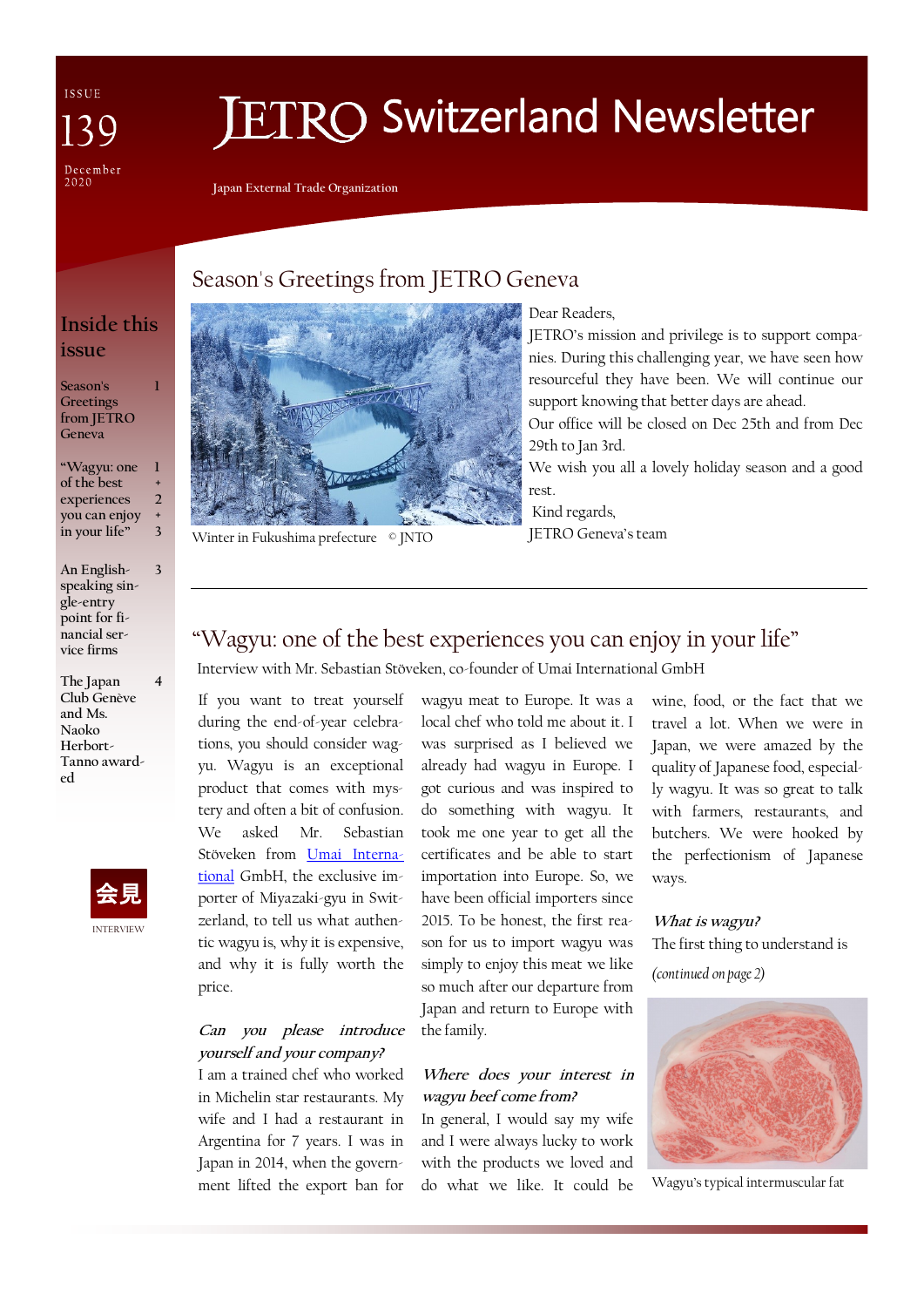# JETRO Switzerland Newsletter

Japan External Trade Organization

ISSUE 139
December 2020

## Inside this issue

- Season's Greetings from JETRO Geneva — 1
- "Wagyu: one of the best experiences you can enjoy in your life" — 1 + 2 + 3
- An English-speaking single-entry point for financial service firms — 3
- The Japan Club Genève and Ms. Naoko Herbort-Tanno awarded — 4

## Season's Greetings from JETRO Geneva

Winter in Fukushima prefecture © JNTO

Dear Readers,

JETRO's mission and privilege is to support companies. During this challenging year, we have seen how resourceful they have been. We will continue our support knowing that better days are ahead.

Our office will be closed on Dec 25th and from Dec 29th to Jan 3rd.

We wish you all a lovely holiday season and a good rest.

Kind regards,

JETRO Geneva's team

---

## "Wagyu: one of the best experiences you can enjoy in your life"

Interview with Mr. Sebastian Stöveken, co-founder of Umai International GmbH

会見 INTERVIEW

If you want to treat yourself during the end-of-year celebrations, you should consider wagyu. Wagyu is an exceptional product that comes with mystery and often a bit of confusion. We asked Mr. Sebastian Stöveken from Umai International GmbH, the exclusive importer of Miyazaki-gyu in Switzerland, to tell us what authentic wagyu is, why it is expensive, and why it is fully worth the price.

***Can you please introduce yourself and your company?***

I am a trained chef who worked in Michelin star restaurants. My wife and I had a restaurant in Argentina for 7 years. I was in Japan in 2014, when the government lifted the export ban for wagyu meat to Europe. It was a local chef who told me about it. I was surprised as I believed we already had wagyu in Europe. I got curious and was inspired to do something with wagyu. It took me one year to get all the certificates and be able to start importation into Europe. So, we have been official importers since 2015. To be honest, the first reason for us to import wagyu was simply to enjoy this meat we like so much after our departure from Japan and return to Europe with the family.

***Where does your interest in wagyu beef come from?***

In general, I would say my wife and I were always lucky to work with the products we loved and do what we like. It could be wine, food, or the fact that we travel a lot. When we were in Japan, we were amazed by the quality of Japanese food, especially wagyu. It was so great to talk with farmers, restaurants, and butchers. We were hooked by the perfectionism of Japanese ways.

***What is wagyu?***

The first thing to understand is

*(continued on page 2)*

Wagyu's typical intermuscular fat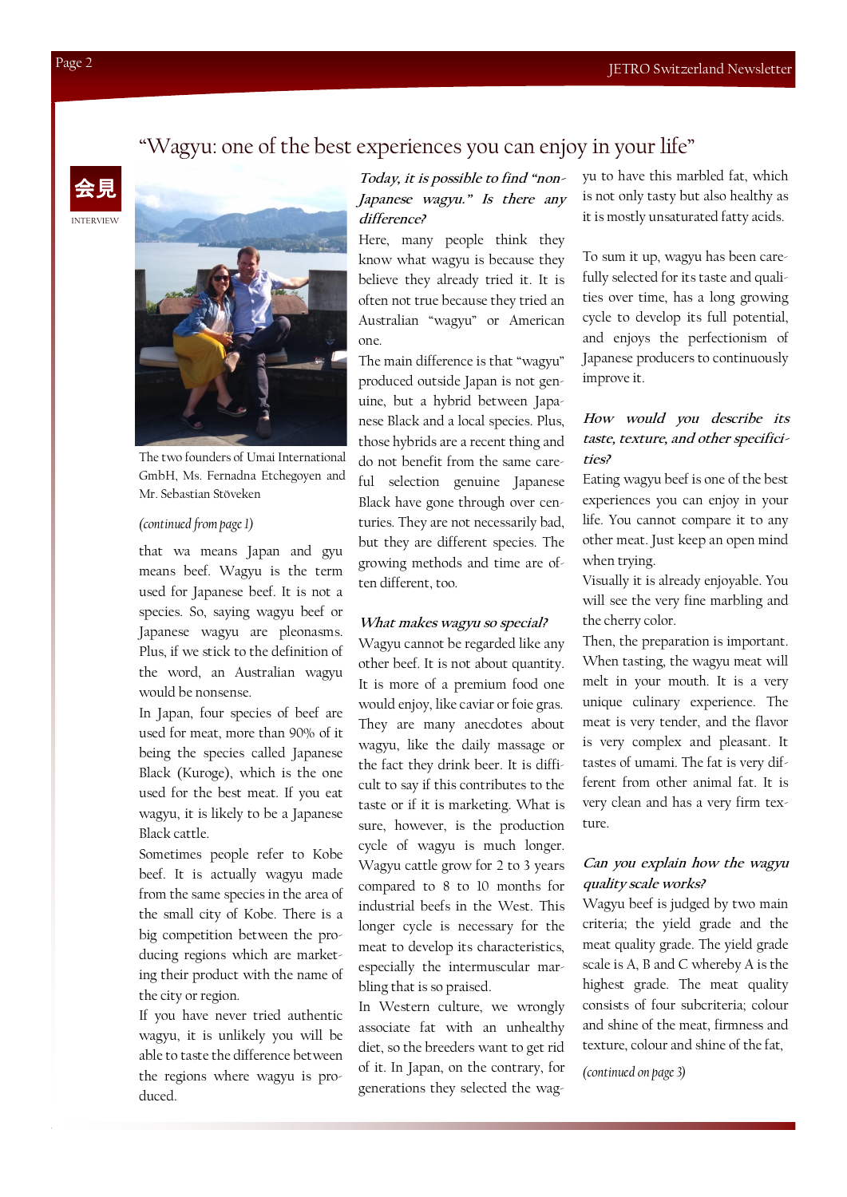# "Wagyu: one of the best experiences you can enjoy in your life"

会見

INTERVIEW

The two founders of Umai International GmbH, Ms. Fernadna Etchegoyen and Mr. Sebastian Stöveken

*(continued from page 1)*

that wa means Japan and gyu means beef. Wagyu is the term used for Japanese beef. It is not a species. So, saying wagyu beef or Japanese wagyu are pleonasms. Plus, if we stick to the definition of the word, an Australian wagyu would be nonsense.

In Japan, four species of beef are used for meat, more than 90% of it being the species called Japanese Black (Kuroge), which is the one used for the best meat. If you eat wagyu, it is likely to be a Japanese Black cattle.

Sometimes people refer to Kobe beef. It is actually wagyu made from the same species in the area of the small city of Kobe. There is a big competition between the producing regions which are marketing their product with the name of the city or region.

If you have never tried authentic wagyu, it is unlikely you will be able to taste the difference between the regions where wagyu is produced.

***Today, it is possible to find "non-Japanese wagyu." Is there any difference?***

Here, many people think they know what wagyu is because they believe they already tried it. It is often not true because they tried an Australian "wagyu" or American one.

The main difference is that "wagyu" produced outside Japan is not genuine, but a hybrid between Japanese Black and a local species. Plus, those hybrids are a recent thing and do not benefit from the same careful selection genuine Japanese Black have gone through over centuries. They are not necessarily bad, but they are different species. The growing methods and time are often different, too.

***What makes wagyu so special?***

Wagyu cannot be regarded like any other beef. It is not about quantity. It is more of a premium food one would enjoy, like caviar or foie gras. They are many anecdotes about wagyu, like the daily massage or the fact they drink beer. It is difficult to say if this contributes to the taste or if it is marketing. What is sure, however, is the production cycle of wagyu is much longer. Wagyu cattle grow for 2 to 3 years compared to 8 to 10 months for industrial beefs in the West. This longer cycle is necessary for the meat to develop its characteristics, especially the intermuscular marbling that is so praised.

In Western culture, we wrongly associate fat with an unhealthy diet, so the breeders want to get rid of it. In Japan, on the contrary, for generations they selected the wagyu to have this marbled fat, which is not only tasty but also healthy as it is mostly unsaturated fatty acids.

To sum it up, wagyu has been carefully selected for its taste and qualities over time, has a long growing cycle to develop its full potential, and enjoys the perfectionism of Japanese producers to continuously improve it.

***How would you describe its taste, texture, and other specificities?***

Eating wagyu beef is one of the best experiences you can enjoy in your life. You cannot compare it to any other meat. Just keep an open mind when trying.

Visually it is already enjoyable. You will see the very fine marbling and the cherry color.

Then, the preparation is important. When tasting, the wagyu meat will melt in your mouth. It is a very unique culinary experience. The meat is very tender, and the flavor is very complex and pleasant. It tastes of umami. The fat is very different from other animal fat. It is very clean and has a very firm texture.

***Can you explain how the wagyu quality scale works?***

Wagyu beef is judged by two main criteria; the yield grade and the meat quality grade. The yield grade scale is A, B and C whereby A is the highest grade. The meat quality consists of four subcriteria; colour and shine of the meat, firmness and texture, colour and shine of the fat,

*(continued on page 3)*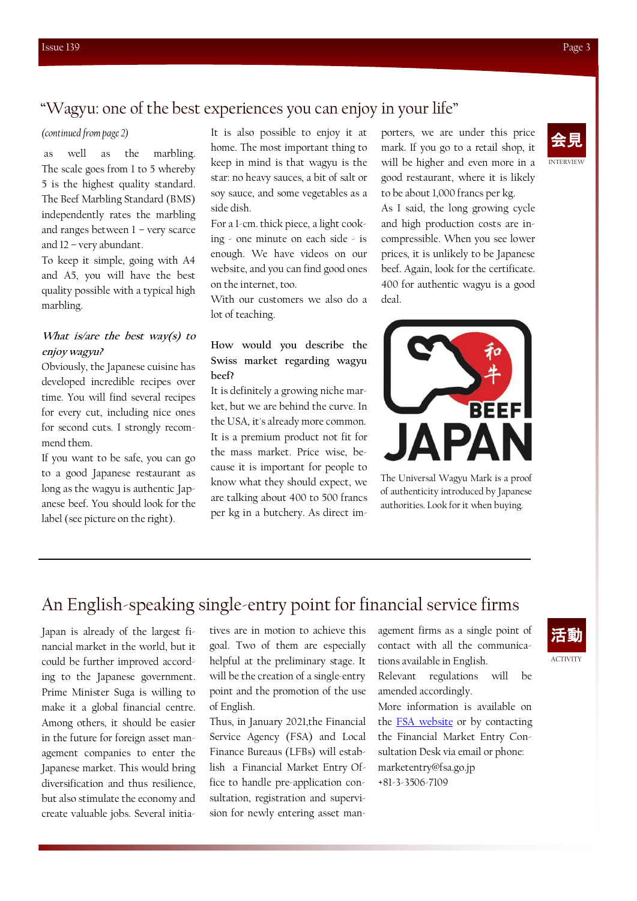## "Wagyu: one of the best experiences you can enjoy in your life"

*(continued from page 2)*

as well as the marbling. The scale goes from 1 to 5 whereby 5 is the highest quality standard. The Beef Marbling Standard (BMS) independently rates the marbling and ranges between 1 – very scarce and 12 – very abundant.

To keep it simple, going with A4 and A5, you will have the best quality possible with a typical high marbling.

***What is/are the best way(s) to enjoy wagyu?***

Obviously, the Japanese cuisine has developed incredible recipes over time. You will find several recipes for every cut, including nice ones for second cuts. I strongly recommend them.

If you want to be safe, you can go to a good Japanese restaurant as long as the wagyu is authentic Japanese beef. You should look for the label (see picture on the right).

It is also possible to enjoy it at home. The most important thing to keep in mind is that wagyu is the star: no heavy sauces, a bit of salt or soy sauce, and some vegetables as a side dish.

For a 1-cm. thick piece, a light cooking - one minute on each side - is enough. We have videos on our website, and you can find good ones on the internet, too.

With our customers we also do a lot of teaching.

**How would you describe the Swiss market regarding wagyu beef?**

It is definitely a growing niche market, but we are behind the curve. In the USA, it's already more common. It is a premium product not fit for the mass market. Price wise, because it is important for people to know what they should expect, we are talking about 400 to 500 francs per kg in a butchery. As direct importers, we are under this price mark. If you go to a retail shop, it will be higher and even more in a good restaurant, where it is likely to be about 1,000 francs per kg.

As I said, the long growing cycle and high production costs are incompressible. When you see lower prices, it is unlikely to be Japanese beef. Again, look for the certificate. 400 for authentic wagyu is a good deal.

The Universal Wagyu Mark is a proof of authenticity introduced by Japanese authorities. Look for it when buying.

---

## An English-speaking single-entry point for financial service firms

Japan is already of the largest financial market in the world, but it could be further improved according to the Japanese government. Prime Minister Suga is willing to make it a global financial centre. Among others, it should be easier in the future for foreign asset management companies to enter the Japanese market. This would bring diversification and thus resilience, but also stimulate the economy and create valuable jobs. Several initiatives are in motion to achieve this goal. Two of them are especially helpful at the preliminary stage. It will be the creation of a single-entry point and the promotion of the use of English.

Thus, in January 2021,the Financial Service Agency (FSA) and Local Finance Bureaus (LFBs) will establish a Financial Market Entry Office to handle pre-application consultation, registration and supervision for newly entering asset management firms as a single point of contact with all the communications available in English.

Relevant regulations will be amended accordingly.

More information is available on the FSA website or by contacting the Financial Market Entry Consultation Desk via email or phone:

marketentry@fsa.go.jp

+81-3-3506-7109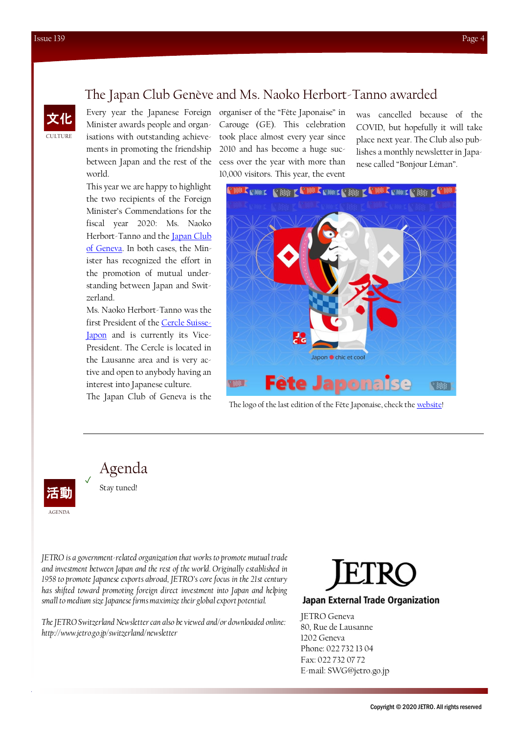## The Japan Club Genève and Ms. Naoko Herbort-Tanno awarded

文化
CULTURE

Every year the Japanese Foreign Minister awards people and organisations with outstanding achievements in promoting the friendship between Japan and the rest of the world.

This year we are happy to highlight the two recipients of the Foreign Minister's Commendations for the fiscal year 2020: Ms. Naoko Herbort-Tanno and the Japan Club of Geneva. In both cases, the Minister has recognized the effort in the promotion of mutual understanding between Japan and Switzerland.

Ms. Naoko Herbort-Tanno was the first President of the Cercle Suisse-Japon and is currently its Vice-President. The Cercle is located in the Lausanne area and is very active and open to anybody having an interest into Japanese culture.

The Japan Club of Geneva is the organiser of the "Fête Japonaise" in Carouge (GE). This celebration took place almost every year since 2010 and has become a huge success over the year with more than 10,000 visitors. This year, the event was cancelled because of the COVID, but hopefully it will take place next year. The Club also publishes a monthly newsletter in Japanese called "Bonjour Léman".

The logo of the last edition of the Fête Japonaise, check the website!

---

## Agenda

活動
AGENDA

✓ Stay tuned!

*JETRO is a government-related organization that works to promote mutual trade and investment between Japan and the rest of the world. Originally established in 1958 to promote Japanese exports abroad, JETRO's core focus in the 21st century has shifted toward promoting foreign direct investment into Japan and helping small to medium size Japanese firms maximize their global export potential.*

*The JETRO Switzerland Newsletter can also be viewed and/or downloaded online: http://www.jetro.go.jp/switzerland/newsletter*

JETRO
Japan External Trade Organization

JETRO Geneva
80, Rue de Lausanne
1202 Geneva
Phone: 022 732 13 04
Fax: 022 732 07 72
E-mail: SWG@jetro.go.jp

Copyright © 2020 JETRO. All rights reserved